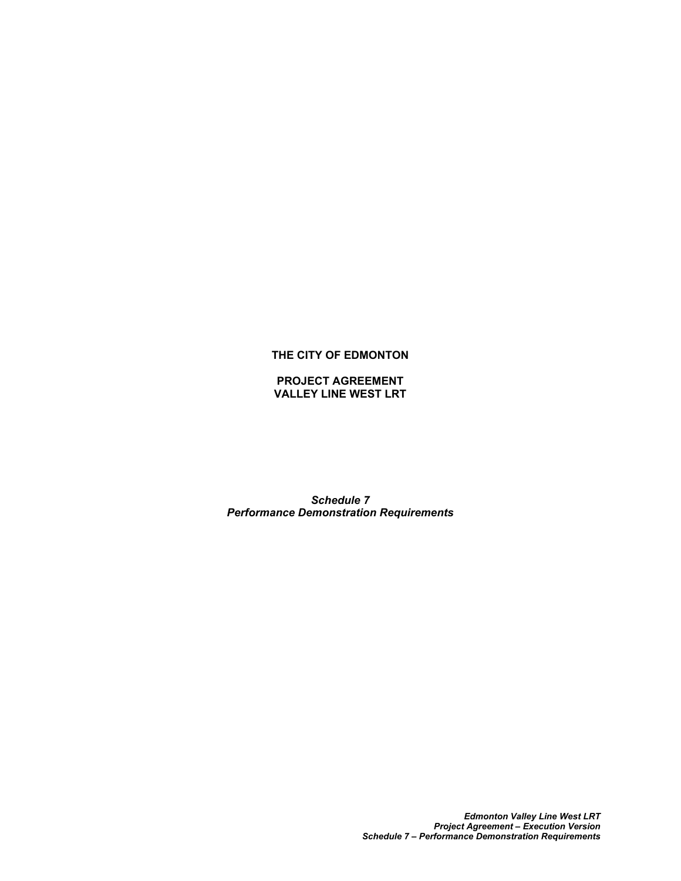**THE CITY OF EDMONTON**

**PROJECT AGREEMENT**
**VALLEY LINE WEST LRT**

***Schedule 7***
***Performance Demonstration Requirements***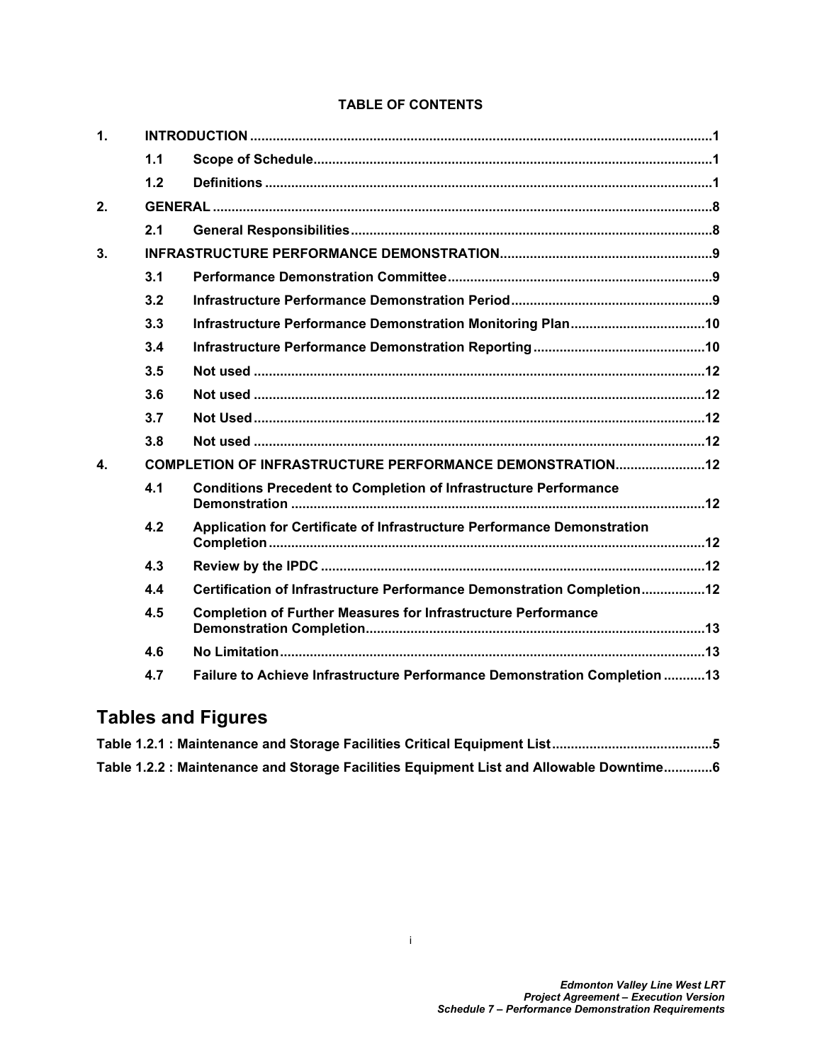**TABLE OF CONTENTS**

| | | | |
|---|---|---|---|
| **1.** | **INTRODUCTION** | | **1** |
| | **1.1** | **Scope of Schedule** | **1** |
| | **1.2** | **Definitions** | **1** |
| **2.** | **GENERAL** | | **8** |
| | **2.1** | **General Responsibilities** | **8** |
| **3.** | **INFRASTRUCTURE PERFORMANCE DEMONSTRATION** | | **9** |
| | **3.1** | **Performance Demonstration Committee** | **9** |
| | **3.2** | **Infrastructure Performance Demonstration Period** | **9** |
| | **3.3** | **Infrastructure Performance Demonstration Monitoring Plan** | **10** |
| | **3.4** | **Infrastructure Performance Demonstration Reporting** | **10** |
| | **3.5** | **Not used** | **12** |
| | **3.6** | **Not used** | **12** |
| | **3.7** | **Not Used** | **12** |
| | **3.8** | **Not used** | **12** |
| **4.** | **COMPLETION OF INFRASTRUCTURE PERFORMANCE DEMONSTRATION** | | **12** |
| | **4.1** | **Conditions Precedent to Completion of Infrastructure Performance Demonstration** | **12** |
| | **4.2** | **Application for Certificate of Infrastructure Performance Demonstration Completion** | **12** |
| | **4.3** | **Review by the IPDC** | **12** |
| | **4.4** | **Certification of Infrastructure Performance Demonstration Completion** | **12** |
| | **4.5** | **Completion of Further Measures for Infrastructure Performance Demonstration Completion** | **13** |
| | **4.6** | **No Limitation** | **13** |
| | **4.7** | **Failure to Achieve Infrastructure Performance Demonstration Completion** | **13** |

## Tables and Figures

| | |
|---|---|
| **Table 1.2.1 : Maintenance and Storage Facilities Critical Equipment List** | **5** |
| **Table 1.2.2 : Maintenance and Storage Facilities Equipment List and Allowable Downtime** | **6** |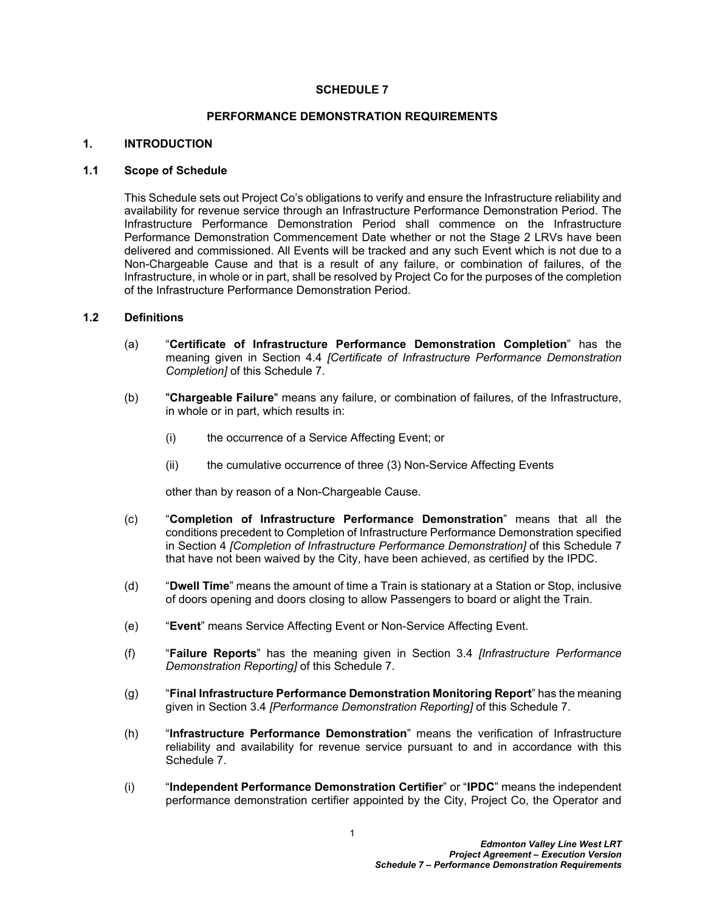# SCHEDULE 7

## PERFORMANCE DEMONSTRATION REQUIREMENTS

## 1. INTRODUCTION

### 1.1 Scope of Schedule

This Schedule sets out Project Co's obligations to verify and ensure the Infrastructure reliability and availability for revenue service through an Infrastructure Performance Demonstration Period. The Infrastructure Performance Demonstration Period shall commence on the Infrastructure Performance Demonstration Commencement Date whether or not the Stage 2 LRVs have been delivered and commissioned. All Events will be tracked and any such Event which is not due to a Non-Chargeable Cause and that is a result of any failure, or combination of failures, of the Infrastructure, in whole or in part, shall be resolved by Project Co for the purposes of the completion of the Infrastructure Performance Demonstration Period.

### 1.2 Definitions

(a) "**Certificate of Infrastructure Performance Demonstration Completion**" has the meaning given in Section 4.4 *[Certificate of Infrastructure Performance Demonstration Completion]* of this Schedule 7.

(b) "**Chargeable Failure**" means any failure, or combination of failures, of the Infrastructure, in whole or in part, which results in:

   (i) the occurrence of a Service Affecting Event; or

   (ii) the cumulative occurrence of three (3) Non-Service Affecting Events

   other than by reason of a Non-Chargeable Cause.

(c) "**Completion of Infrastructure Performance Demonstration**" means that all the conditions precedent to Completion of Infrastructure Performance Demonstration specified in Section 4 *[Completion of Infrastructure Performance Demonstration]* of this Schedule 7 that have not been waived by the City, have been achieved, as certified by the IPDC.

(d) "**Dwell Time**" means the amount of time a Train is stationary at a Station or Stop, inclusive of doors opening and doors closing to allow Passengers to board or alight the Train.

(e) "**Event**" means Service Affecting Event or Non-Service Affecting Event.

(f) "**Failure Reports**" has the meaning given in Section 3.4 *[Infrastructure Performance Demonstration Reporting]* of this Schedule 7.

(g) "**Final Infrastructure Performance Demonstration Monitoring Report**" has the meaning given in Section 3.4 *[Performance Demonstration Reporting]* of this Schedule 7.

(h) "**Infrastructure Performance Demonstration**" means the verification of Infrastructure reliability and availability for revenue service pursuant to and in accordance with this Schedule 7.

(i) "**Independent Performance Demonstration Certifier**" or "**IPDC**" means the independent performance demonstration certifier appointed by the City, Project Co, the Operator and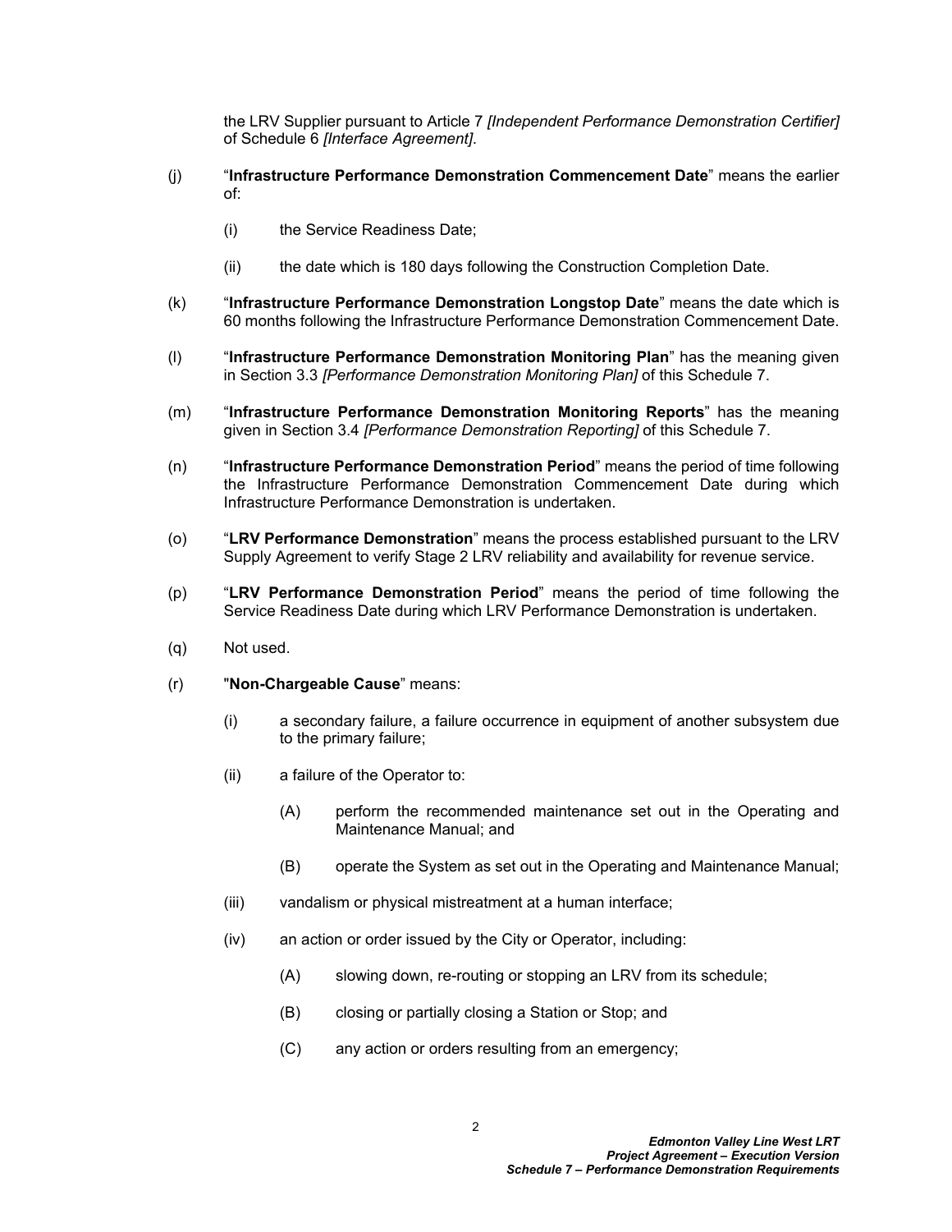the LRV Supplier pursuant to Article 7 *[Independent Performance Demonstration Certifier]* of Schedule 6 *[Interface Agreement]*.

(j) "**Infrastructure Performance Demonstration Commencement Date**" means the earlier of:

(i) the Service Readiness Date;

(ii) the date which is 180 days following the Construction Completion Date.

(k) "**Infrastructure Performance Demonstration Longstop Date**" means the date which is 60 months following the Infrastructure Performance Demonstration Commencement Date.

(l) "**Infrastructure Performance Demonstration Monitoring Plan**" has the meaning given in Section 3.3 *[Performance Demonstration Monitoring Plan]* of this Schedule 7.

(m) "**Infrastructure Performance Demonstration Monitoring Reports**" has the meaning given in Section 3.4 *[Performance Demonstration Reporting]* of this Schedule 7.

(n) "**Infrastructure Performance Demonstration Period**" means the period of time following the Infrastructure Performance Demonstration Commencement Date during which Infrastructure Performance Demonstration is undertaken.

(o) "**LRV Performance Demonstration**" means the process established pursuant to the LRV Supply Agreement to verify Stage 2 LRV reliability and availability for revenue service.

(p) "**LRV Performance Demonstration Period**" means the period of time following the Service Readiness Date during which LRV Performance Demonstration is undertaken.

(q) Not used.

(r) "**Non-Chargeable Cause**" means:

(i) a secondary failure, a failure occurrence in equipment of another subsystem due to the primary failure;

(ii) a failure of the Operator to:

(A) perform the recommended maintenance set out in the Operating and Maintenance Manual; and

(B) operate the System as set out in the Operating and Maintenance Manual;

(iii) vandalism or physical mistreatment at a human interface;

(iv) an action or order issued by the City or Operator, including:

(A) slowing down, re-routing or stopping an LRV from its schedule;

(B) closing or partially closing a Station or Stop; and

(C) any action or orders resulting from an emergency;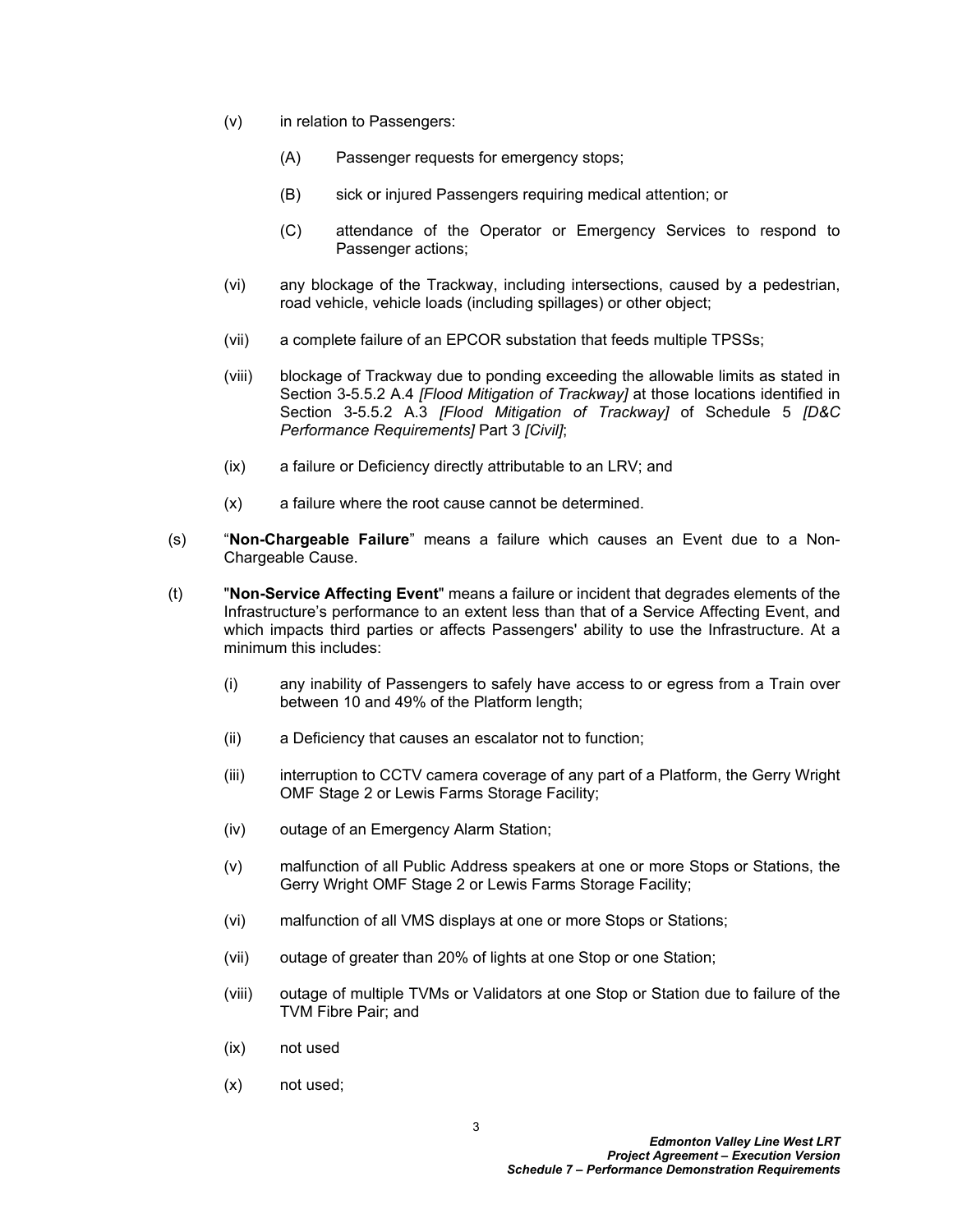(v) in relation to Passengers:

   (A) Passenger requests for emergency stops;

   (B) sick or injured Passengers requiring medical attention; or

   (C) attendance of the Operator or Emergency Services to respond to Passenger actions;

(vi) any blockage of the Trackway, including intersections, caused by a pedestrian, road vehicle, vehicle loads (including spillages) or other object;

(vii) a complete failure of an EPCOR substation that feeds multiple TPSSs;

(viii) blockage of Trackway due to ponding exceeding the allowable limits as stated in Section 3-5.5.2 A.4 *[Flood Mitigation of Trackway]* at those locations identified in Section 3-5.5.2 A.3 *[Flood Mitigation of Trackway]* of Schedule 5 *[D&C Performance Requirements]* Part 3 *[Civil]*;

(ix) a failure or Deficiency directly attributable to an LRV; and

(x) a failure where the root cause cannot be determined.

(s) "**Non-Chargeable Failure**" means a failure which causes an Event due to a Non-Chargeable Cause.

(t) "**Non-Service Affecting Event**" means a failure or incident that degrades elements of the Infrastructure's performance to an extent less than that of a Service Affecting Event, and which impacts third parties or affects Passengers' ability to use the Infrastructure. At a minimum this includes:

   (i) any inability of Passengers to safely have access to or egress from a Train over between 10 and 49% of the Platform length;

   (ii) a Deficiency that causes an escalator not to function;

   (iii) interruption to CCTV camera coverage of any part of a Platform, the Gerry Wright OMF Stage 2 or Lewis Farms Storage Facility;

   (iv) outage of an Emergency Alarm Station;

   (v) malfunction of all Public Address speakers at one or more Stops or Stations, the Gerry Wright OMF Stage 2 or Lewis Farms Storage Facility;

   (vi) malfunction of all VMS displays at one or more Stops or Stations;

   (vii) outage of greater than 20% of lights at one Stop or one Station;

   (viii) outage of multiple TVMs or Validators at one Stop or Station due to failure of the TVM Fibre Pair; and

   (ix) not used

   (x) not used;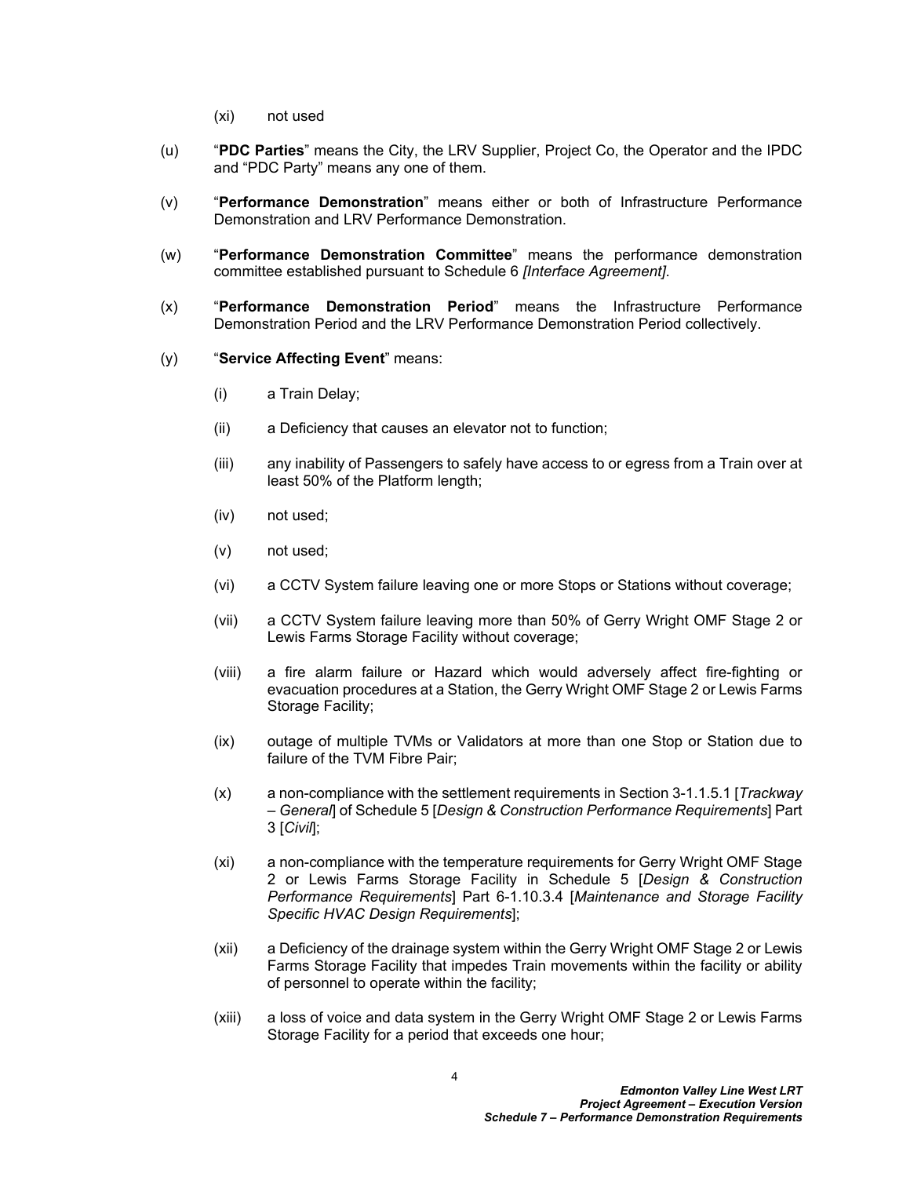(xi) not used

(u) "**PDC Parties**" means the City, the LRV Supplier, Project Co, the Operator and the IPDC and "PDC Party" means any one of them.

(v) "**Performance Demonstration**" means either or both of Infrastructure Performance Demonstration and LRV Performance Demonstration.

(w) "**Performance Demonstration Committee**" means the performance demonstration committee established pursuant to Schedule 6 *[Interface Agreement]*.

(x) "**Performance Demonstration Period**" means the Infrastructure Performance Demonstration Period and the LRV Performance Demonstration Period collectively.

(y) "**Service Affecting Event**" means:

(i) a Train Delay;

(ii) a Deficiency that causes an elevator not to function;

(iii) any inability of Passengers to safely have access to or egress from a Train over at least 50% of the Platform length;

(iv) not used;

(v) not used;

(vi) a CCTV System failure leaving one or more Stops or Stations without coverage;

(vii) a CCTV System failure leaving more than 50% of Gerry Wright OMF Stage 2 or Lewis Farms Storage Facility without coverage;

(viii) a fire alarm failure or Hazard which would adversely affect fire-fighting or evacuation procedures at a Station, the Gerry Wright OMF Stage 2 or Lewis Farms Storage Facility;

(ix) outage of multiple TVMs or Validators at more than one Stop or Station due to failure of the TVM Fibre Pair;

(x) a non-compliance with the settlement requirements in Section 3-1.1.5.1 [*Trackway – General*] of Schedule 5 [*Design & Construction Performance Requirements*] Part 3 [*Civil*];

(xi) a non-compliance with the temperature requirements for Gerry Wright OMF Stage 2 or Lewis Farms Storage Facility in Schedule 5 [*Design & Construction Performance Requirements*] Part 6-1.10.3.4 [*Maintenance and Storage Facility Specific HVAC Design Requirements*];

(xii) a Deficiency of the drainage system within the Gerry Wright OMF Stage 2 or Lewis Farms Storage Facility that impedes Train movements within the facility or ability of personnel to operate within the facility;

(xiii) a loss of voice and data system in the Gerry Wright OMF Stage 2 or Lewis Farms Storage Facility for a period that exceeds one hour;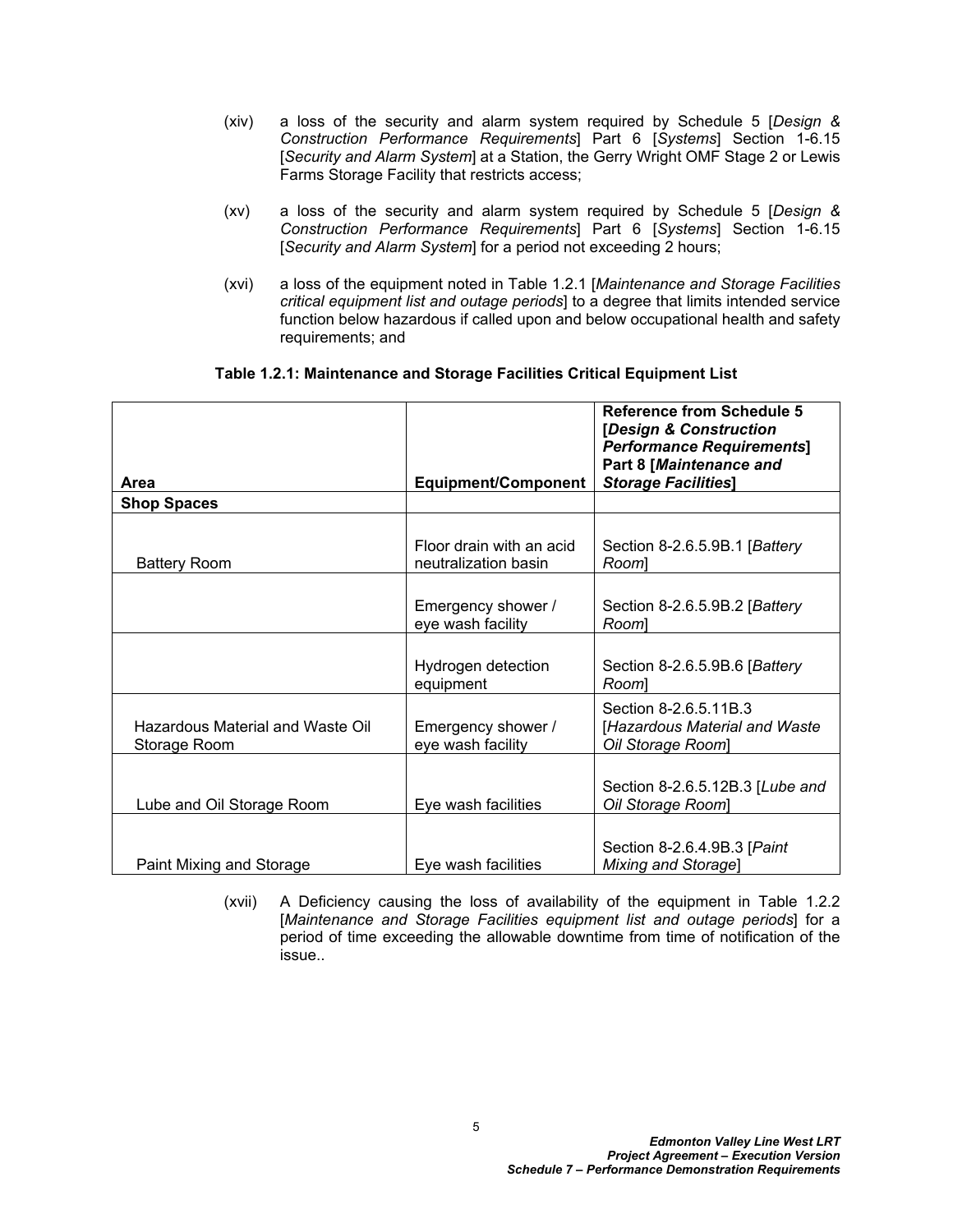(xiv) a loss of the security and alarm system required by Schedule 5 [*Design & Construction Performance Requirements*] Part 6 [*Systems*] Section 1-6.15 [*Security and Alarm System*] at a Station, the Gerry Wright OMF Stage 2 or Lewis Farms Storage Facility that restricts access;

(xv) a loss of the security and alarm system required by Schedule 5 [*Design & Construction Performance Requirements*] Part 6 [*Systems*] Section 1-6.15 [*Security and Alarm System*] for a period not exceeding 2 hours;

(xvi) a loss of the equipment noted in Table 1.2.1 [*Maintenance and Storage Facilities critical equipment list and outage periods*] to a degree that limits intended service function below hazardous if called upon and below occupational health and safety requirements; and

**Table 1.2.1: Maintenance and Storage Facilities Critical Equipment List**

| **Area** | **Equipment/Component** | **Reference from Schedule 5 [*Design & Construction Performance Requirements*] Part 8 [*Maintenance and Storage Facilities*]** |
|---|---|---|
| **Shop Spaces** | | |
| Battery Room | Floor drain with an acid neutralization basin | Section 8-2.6.5.9B.1 [*Battery Room*] |
| | Emergency shower / eye wash facility | Section 8-2.6.5.9B.2 [*Battery Room*] |
| | Hydrogen detection equipment | Section 8-2.6.5.9B.6 [*Battery Room*] |
| Hazardous Material and Waste Oil Storage Room | Emergency shower / eye wash facility | Section 8-2.6.5.11B.3 [*Hazardous Material and Waste Oil Storage Room*] |
| Lube and Oil Storage Room | Eye wash facilities | Section 8-2.6.5.12B.3 [*Lube and Oil Storage Room*] |
| Paint Mixing and Storage | Eye wash facilities | Section 8-2.6.4.9B.3 [*Paint Mixing and Storage*] |

(xvii) A Deficiency causing the loss of availability of the equipment in Table 1.2.2 [*Maintenance and Storage Facilities equipment list and outage periods*] for a period of time exceeding the allowable downtime from time of notification of the issue..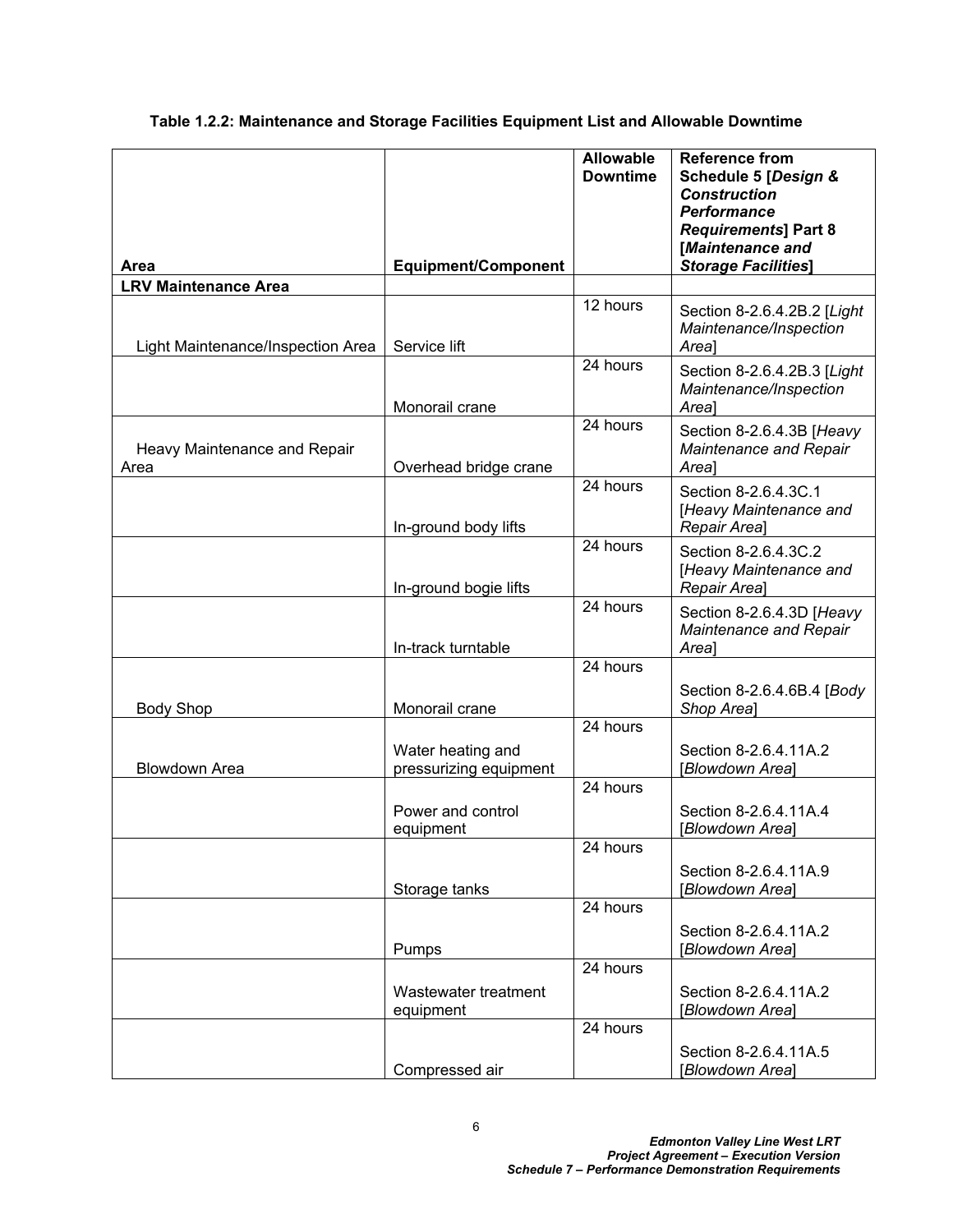**Table 1.2.2: Maintenance and Storage Facilities Equipment List and Allowable Downtime**

| Area | Equipment/Component | Allowable Downtime | Reference from Schedule 5 [*Design & Construction Performance Requirements*] Part 8 [*Maintenance and Storage Facilities*] |
|---|---|---|---|
| **LRV Maintenance Area** | | | |
| Light Maintenance/Inspection Area | Service lift | 12 hours | Section 8-2.6.4.2B.2 [*Light Maintenance/Inspection Area*] |
| | Monorail crane | 24 hours | Section 8-2.6.4.2B.3 [*Light Maintenance/Inspection Area*] |
| Heavy Maintenance and Repair Area | Overhead bridge crane | 24 hours | Section 8-2.6.4.3B [*Heavy Maintenance and Repair Area*] |
| | In-ground body lifts | 24 hours | Section 8-2.6.4.3C.1 [*Heavy Maintenance and Repair Area*] |
| | In-ground bogie lifts | 24 hours | Section 8-2.6.4.3C.2 [*Heavy Maintenance and Repair Area*] |
| | In-track turntable | 24 hours | Section 8-2.6.4.3D [*Heavy Maintenance and Repair Area*] |
| Body Shop | Monorail crane | 24 hours | Section 8-2.6.4.6B.4 [*Body Shop Area*] |
| Blowdown Area | Water heating and pressurizing equipment | 24 hours | Section 8-2.6.4.11A.2 [*Blowdown Area*] |
| | Power and control equipment | 24 hours | Section 8-2.6.4.11A.4 [*Blowdown Area*] |
| | Storage tanks | 24 hours | Section 8-2.6.4.11A.9 [*Blowdown Area*] |
| | Pumps | 24 hours | Section 8-2.6.4.11A.2 [*Blowdown Area*] |
| | Wastewater treatment equipment | 24 hours | Section 8-2.6.4.11A.2 [*Blowdown Area*] |
| | Compressed air | 24 hours | Section 8-2.6.4.11A.5 [*Blowdown Area*] |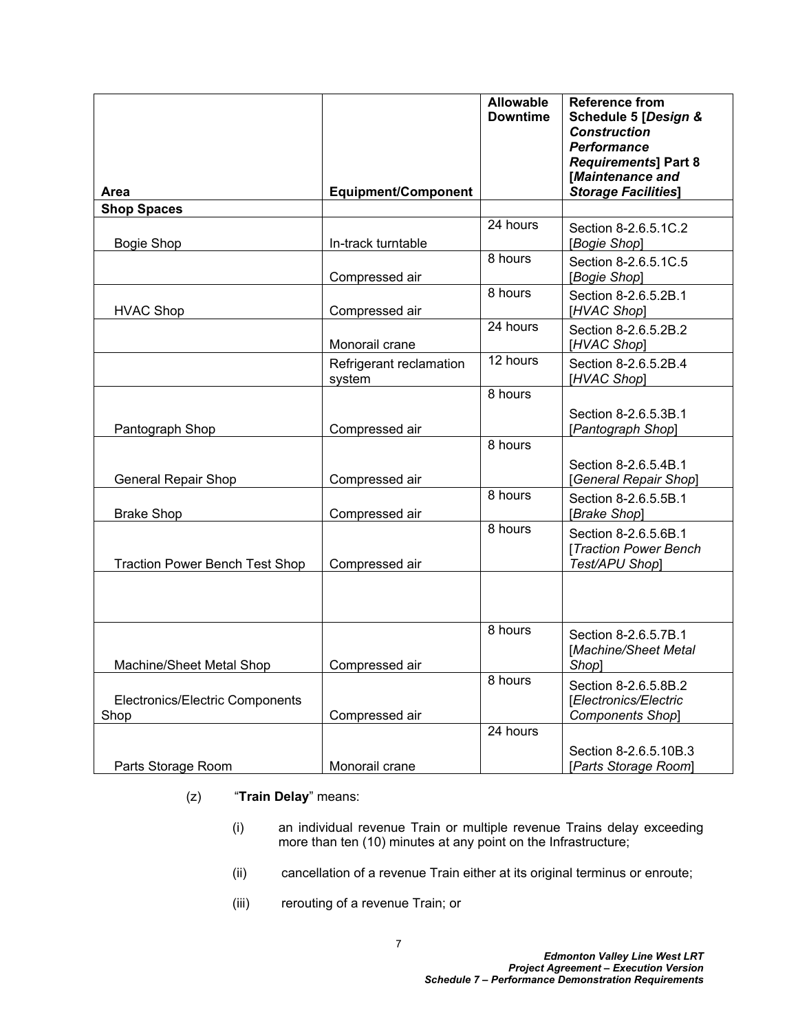| Area | Equipment/Component | Allowable Downtime | Reference from Schedule 5 [*Design & Construction Performance Requirements*] Part 8 [*Maintenance and Storage Facilities*] |
|---|---|---|---|
| **Shop Spaces** | | | |
| Bogie Shop | In-track turntable | 24 hours | Section 8-2.6.5.1C.2 [*Bogie Shop*] |
| | Compressed air | 8 hours | Section 8-2.6.5.1C.5 [*Bogie Shop*] |
| HVAC Shop | Compressed air | 8 hours | Section 8-2.6.5.2B.1 [*HVAC Shop*] |
| | Monorail crane | 24 hours | Section 8-2.6.5.2B.2 [*HVAC Shop*] |
| | Refrigerant reclamation system | 12 hours | Section 8-2.6.5.2B.4 [*HVAC Shop*] |
| Pantograph Shop | Compressed air | 8 hours | Section 8-2.6.5.3B.1 [*Pantograph Shop*] |
| General Repair Shop | Compressed air | 8 hours | Section 8-2.6.5.4B.1 [*General Repair Shop*] |
| Brake Shop | Compressed air | 8 hours | Section 8-2.6.5.5B.1 [*Brake Shop*] |
| Traction Power Bench Test Shop | Compressed air | 8 hours | Section 8-2.6.5.6B.1 [*Traction Power Bench Test/APU Shop*] |
| | | | |
| Machine/Sheet Metal Shop | Compressed air | 8 hours | Section 8-2.6.5.7B.1 [*Machine/Sheet Metal Shop*] |
| Electronics/Electric Components Shop | Compressed air | 8 hours | Section 8-2.6.5.8B.2 [*Electronics/Electric Components Shop*] |
| Parts Storage Room | Monorail crane | 24 hours | Section 8-2.6.5.10B.3 [*Parts Storage Room*] |

(z) "**Train Delay**" means:

(i) an individual revenue Train or multiple revenue Trains delay exceeding more than ten (10) minutes at any point on the Infrastructure;

(ii) cancellation of a revenue Train either at its original terminus or enroute;

(iii) rerouting of a revenue Train; or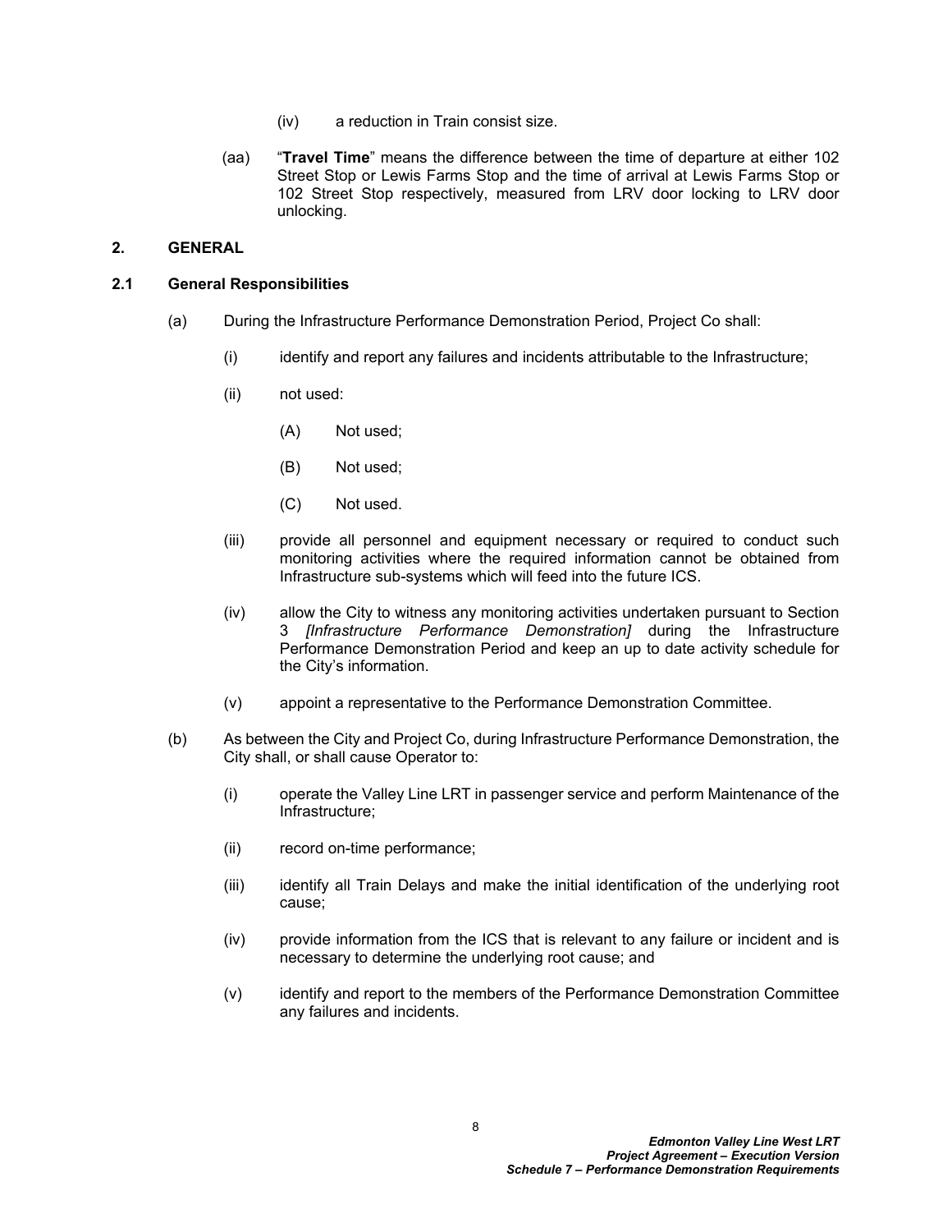(iv) a reduction in Train consist size.

(aa) "**Travel Time**" means the difference between the time of departure at either 102 Street Stop or Lewis Farms Stop and the time of arrival at Lewis Farms Stop or 102 Street Stop respectively, measured from LRV door locking to LRV door unlocking.

## 2. GENERAL

### 2.1 General Responsibilities

(a) During the Infrastructure Performance Demonstration Period, Project Co shall:

(i) identify and report any failures and incidents attributable to the Infrastructure;

(ii) not used:

(A) Not used;

(B) Not used;

(C) Not used.

(iii) provide all personnel and equipment necessary or required to conduct such monitoring activities where the required information cannot be obtained from Infrastructure sub-systems which will feed into the future ICS.

(iv) allow the City to witness any monitoring activities undertaken pursuant to Section 3 *[Infrastructure Performance Demonstration]* during the Infrastructure Performance Demonstration Period and keep an up to date activity schedule for the City's information.

(v) appoint a representative to the Performance Demonstration Committee.

(b) As between the City and Project Co, during Infrastructure Performance Demonstration, the City shall, or shall cause Operator to:

(i) operate the Valley Line LRT in passenger service and perform Maintenance of the Infrastructure;

(ii) record on-time performance;

(iii) identify all Train Delays and make the initial identification of the underlying root cause;

(iv) provide information from the ICS that is relevant to any failure or incident and is necessary to determine the underlying root cause; and

(v) identify and report to the members of the Performance Demonstration Committee any failures and incidents.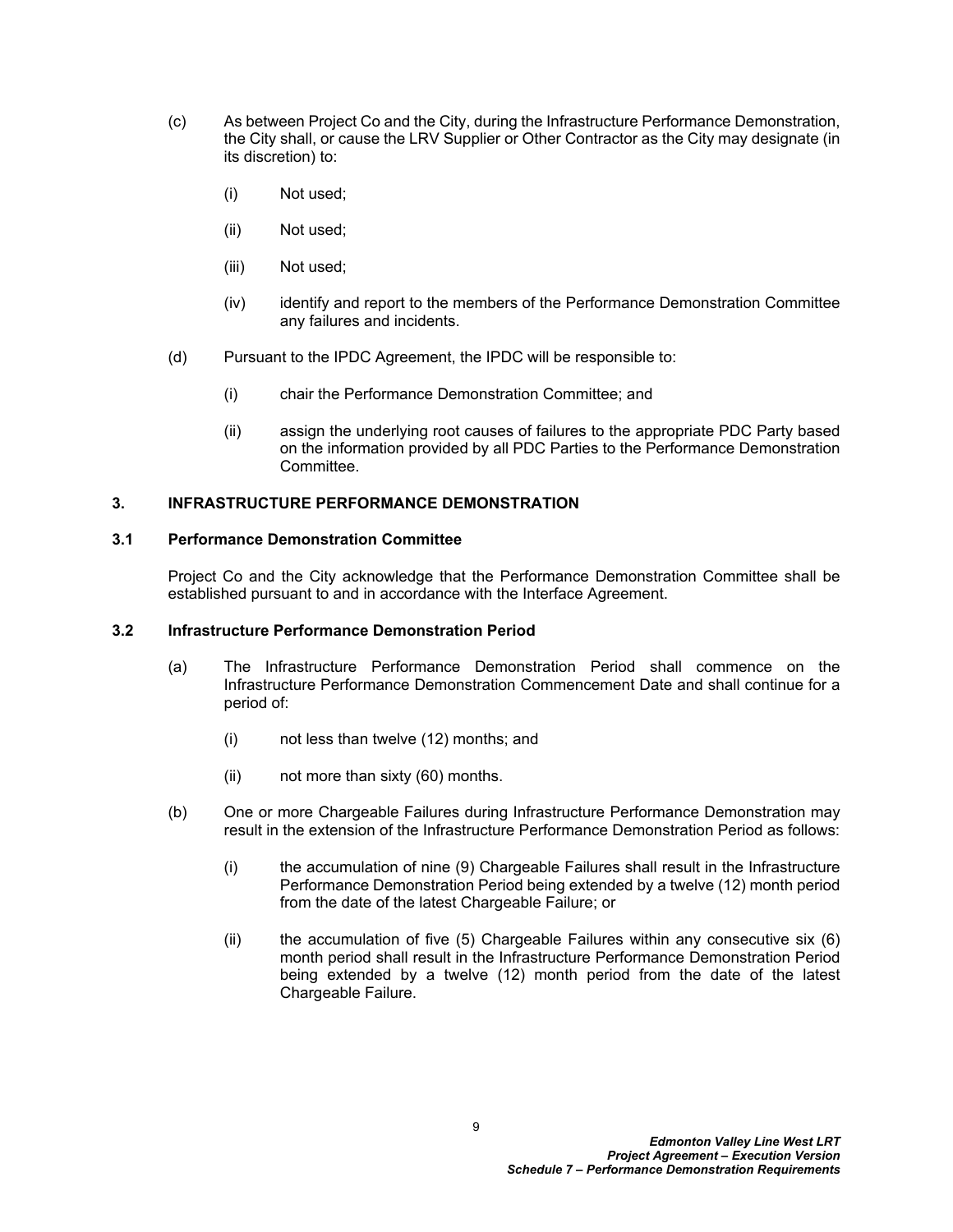(c) As between Project Co and the City, during the Infrastructure Performance Demonstration, the City shall, or cause the LRV Supplier or Other Contractor as the City may designate (in its discretion) to:

    (i) Not used;

    (ii) Not used;

    (iii) Not used;

    (iv) identify and report to the members of the Performance Demonstration Committee any failures and incidents.

(d) Pursuant to the IPDC Agreement, the IPDC will be responsible to:

    (i) chair the Performance Demonstration Committee; and

    (ii) assign the underlying root causes of failures to the appropriate PDC Party based on the information provided by all PDC Parties to the Performance Demonstration Committee.

## 3. INFRASTRUCTURE PERFORMANCE DEMONSTRATION

### 3.1 Performance Demonstration Committee

Project Co and the City acknowledge that the Performance Demonstration Committee shall be established pursuant to and in accordance with the Interface Agreement.

### 3.2 Infrastructure Performance Demonstration Period

(a) The Infrastructure Performance Demonstration Period shall commence on the Infrastructure Performance Demonstration Commencement Date and shall continue for a period of:

    (i) not less than twelve (12) months; and

    (ii) not more than sixty (60) months.

(b) One or more Chargeable Failures during Infrastructure Performance Demonstration may result in the extension of the Infrastructure Performance Demonstration Period as follows:

    (i) the accumulation of nine (9) Chargeable Failures shall result in the Infrastructure Performance Demonstration Period being extended by a twelve (12) month period from the date of the latest Chargeable Failure; or

    (ii) the accumulation of five (5) Chargeable Failures within any consecutive six (6) month period shall result in the Infrastructure Performance Demonstration Period being extended by a twelve (12) month period from the date of the latest Chargeable Failure.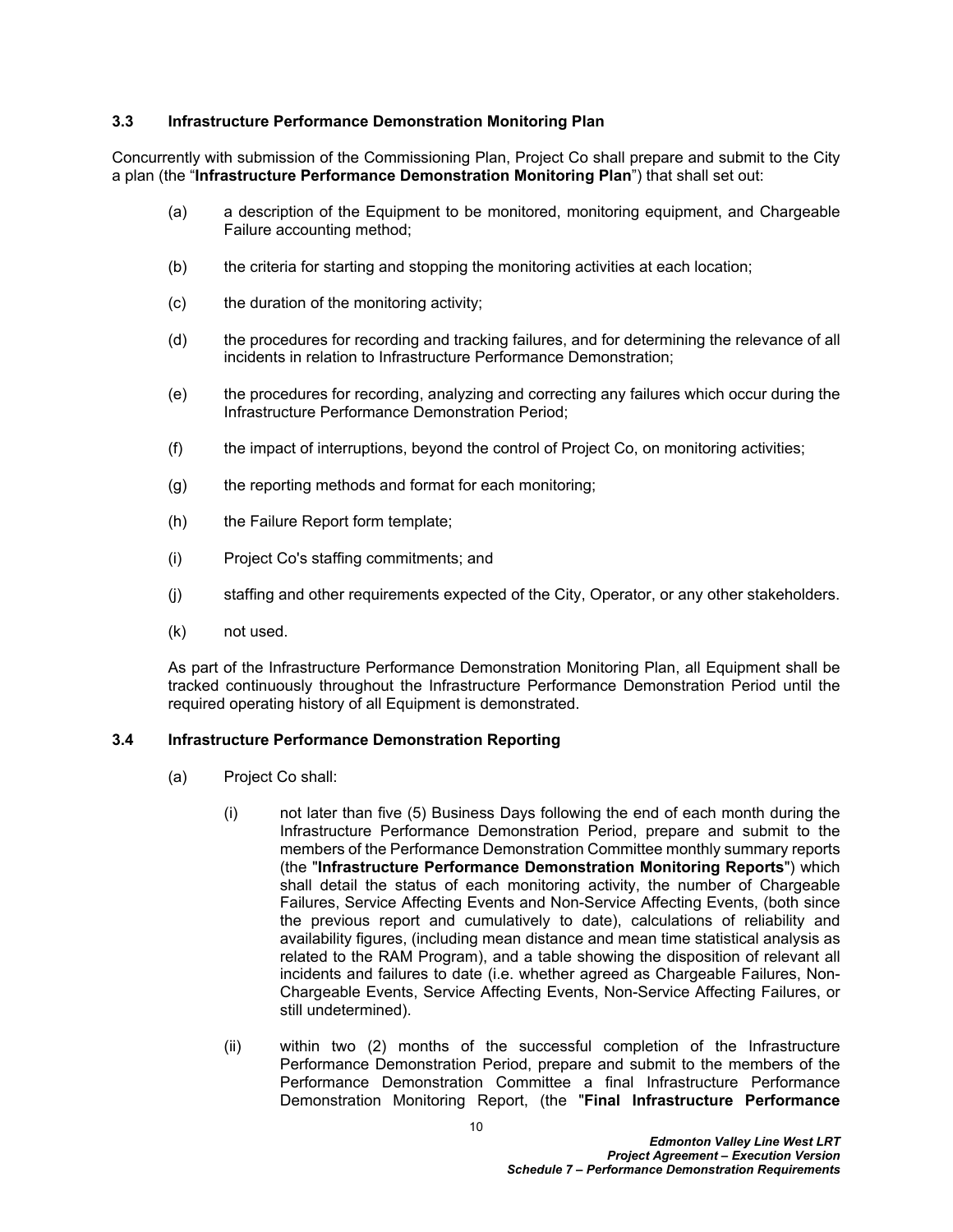### 3.3 Infrastructure Performance Demonstration Monitoring Plan

Concurrently with submission of the Commissioning Plan, Project Co shall prepare and submit to the City a plan (the "**Infrastructure Performance Demonstration Monitoring Plan**") that shall set out:

(a) a description of the Equipment to be monitored, monitoring equipment, and Chargeable Failure accounting method;

(b) the criteria for starting and stopping the monitoring activities at each location;

(c) the duration of the monitoring activity;

(d) the procedures for recording and tracking failures, and for determining the relevance of all incidents in relation to Infrastructure Performance Demonstration;

(e) the procedures for recording, analyzing and correcting any failures which occur during the Infrastructure Performance Demonstration Period;

(f) the impact of interruptions, beyond the control of Project Co, on monitoring activities;

(g) the reporting methods and format for each monitoring;

(h) the Failure Report form template;

(i) Project Co's staffing commitments; and

(j) staffing and other requirements expected of the City, Operator, or any other stakeholders.

(k) not used.

As part of the Infrastructure Performance Demonstration Monitoring Plan, all Equipment shall be tracked continuously throughout the Infrastructure Performance Demonstration Period until the required operating history of all Equipment is demonstrated.

### 3.4 Infrastructure Performance Demonstration Reporting

(a) Project Co shall:

(i) not later than five (5) Business Days following the end of each month during the Infrastructure Performance Demonstration Period, prepare and submit to the members of the Performance Demonstration Committee monthly summary reports (the "**Infrastructure Performance Demonstration Monitoring Reports**") which shall detail the status of each monitoring activity, the number of Chargeable Failures, Service Affecting Events and Non-Service Affecting Events, (both since the previous report and cumulatively to date), calculations of reliability and availability figures, (including mean distance and mean time statistical analysis as related to the RAM Program), and a table showing the disposition of relevant all incidents and failures to date (i.e. whether agreed as Chargeable Failures, Non-Chargeable Events, Service Affecting Events, Non-Service Affecting Failures, or still undetermined).

(ii) within two (2) months of the successful completion of the Infrastructure Performance Demonstration Period, prepare and submit to the members of the Performance Demonstration Committee a final Infrastructure Performance Demonstration Monitoring Report, (the "**Final Infrastructure Performance**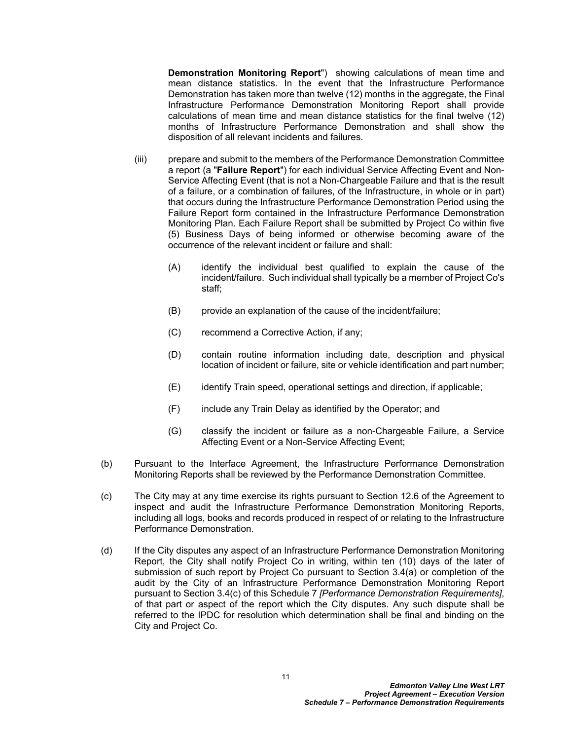**Demonstration Monitoring Report**") showing calculations of mean time and mean distance statistics. In the event that the Infrastructure Performance Demonstration has taken more than twelve (12) months in the aggregate, the Final Infrastructure Performance Demonstration Monitoring Report shall provide calculations of mean time and mean distance statistics for the final twelve (12) months of Infrastructure Performance Demonstration and shall show the disposition of all relevant incidents and failures.

(iii) prepare and submit to the members of the Performance Demonstration Committee a report (a "**Failure Report**") for each individual Service Affecting Event and Non-Service Affecting Event (that is not a Non-Chargeable Failure and that is the result of a failure, or a combination of failures, of the Infrastructure, in whole or in part) that occurs during the Infrastructure Performance Demonstration Period using the Failure Report form contained in the Infrastructure Performance Demonstration Monitoring Plan. Each Failure Report shall be submitted by Project Co within five (5) Business Days of being informed or otherwise becoming aware of the occurrence of the relevant incident or failure and shall:

(A) identify the individual best qualified to explain the cause of the incident/failure. Such individual shall typically be a member of Project Co's staff;

(B) provide an explanation of the cause of the incident/failure;

(C) recommend a Corrective Action, if any;

(D) contain routine information including date, description and physical location of incident or failure, site or vehicle identification and part number;

(E) identify Train speed, operational settings and direction, if applicable;

(F) include any Train Delay as identified by the Operator; and

(G) classify the incident or failure as a non-Chargeable Failure, a Service Affecting Event or a Non-Service Affecting Event;

(b) Pursuant to the Interface Agreement, the Infrastructure Performance Demonstration Monitoring Reports shall be reviewed by the Performance Demonstration Committee.

(c) The City may at any time exercise its rights pursuant to Section 12.6 of the Agreement to inspect and audit the Infrastructure Performance Demonstration Monitoring Reports, including all logs, books and records produced in respect of or relating to the Infrastructure Performance Demonstration.

(d) If the City disputes any aspect of an Infrastructure Performance Demonstration Monitoring Report, the City shall notify Project Co in writing, within ten (10) days of the later of submission of such report by Project Co pursuant to Section 3.4(a) or completion of the audit by the City of an Infrastructure Performance Demonstration Monitoring Report pursuant to Section 3.4(c) of this Schedule 7 *[Performance Demonstration Requirements]*, of that part or aspect of the report which the City disputes. Any such dispute shall be referred to the IPDC for resolution which determination shall be final and binding on the City and Project Co.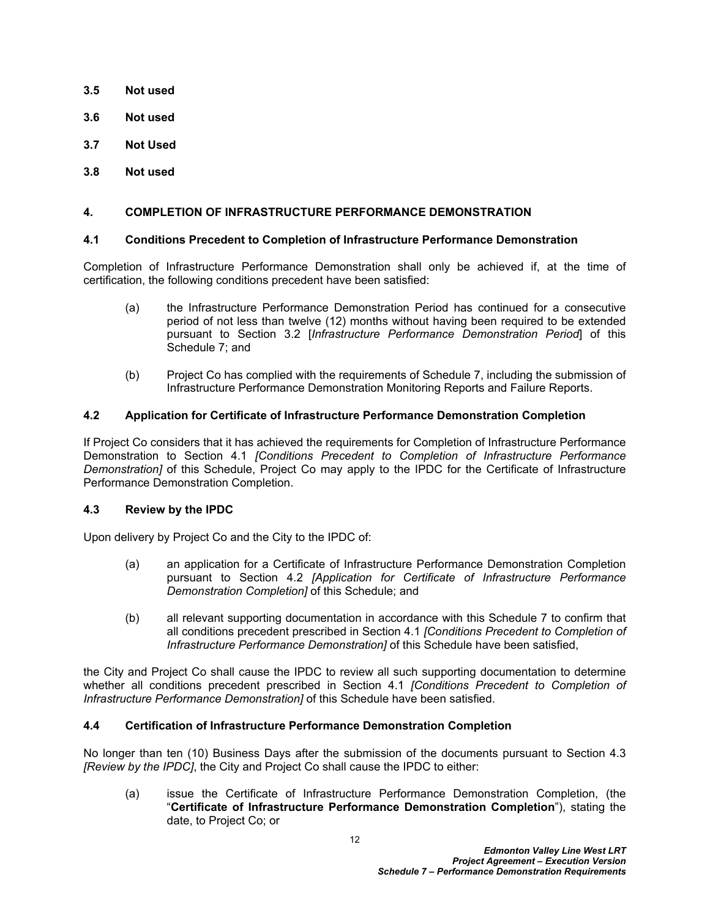**3.5 Not used**

**3.6 Not used**

**3.7 Not Used**

**3.8 Not used**

## 4. COMPLETION OF INFRASTRUCTURE PERFORMANCE DEMONSTRATION

### 4.1 Conditions Precedent to Completion of Infrastructure Performance Demonstration

Completion of Infrastructure Performance Demonstration shall only be achieved if, at the time of certification, the following conditions precedent have been satisfied:

(a) the Infrastructure Performance Demonstration Period has continued for a consecutive period of not less than twelve (12) months without having been required to be extended pursuant to Section 3.2 [*Infrastructure Performance Demonstration Period*] of this Schedule 7; and

(b) Project Co has complied with the requirements of Schedule 7, including the submission of Infrastructure Performance Demonstration Monitoring Reports and Failure Reports.

### 4.2 Application for Certificate of Infrastructure Performance Demonstration Completion

If Project Co considers that it has achieved the requirements for Completion of Infrastructure Performance Demonstration to Section 4.1 *[Conditions Precedent to Completion of Infrastructure Performance Demonstration]* of this Schedule, Project Co may apply to the IPDC for the Certificate of Infrastructure Performance Demonstration Completion.

### 4.3 Review by the IPDC

Upon delivery by Project Co and the City to the IPDC of:

(a) an application for a Certificate of Infrastructure Performance Demonstration Completion pursuant to Section 4.2 *[Application for Certificate of Infrastructure Performance Demonstration Completion]* of this Schedule; and

(b) all relevant supporting documentation in accordance with this Schedule 7 to confirm that all conditions precedent prescribed in Section 4.1 *[Conditions Precedent to Completion of Infrastructure Performance Demonstration]* of this Schedule have been satisfied,

the City and Project Co shall cause the IPDC to review all such supporting documentation to determine whether all conditions precedent prescribed in Section 4.1 *[Conditions Precedent to Completion of Infrastructure Performance Demonstration]* of this Schedule have been satisfied.

### 4.4 Certification of Infrastructure Performance Demonstration Completion

No longer than ten (10) Business Days after the submission of the documents pursuant to Section 4.3 *[Review by the IPDC]*, the City and Project Co shall cause the IPDC to either:

(a) issue the Certificate of Infrastructure Performance Demonstration Completion, (the "**Certificate of Infrastructure Performance Demonstration Completion**"), stating the date, to Project Co; or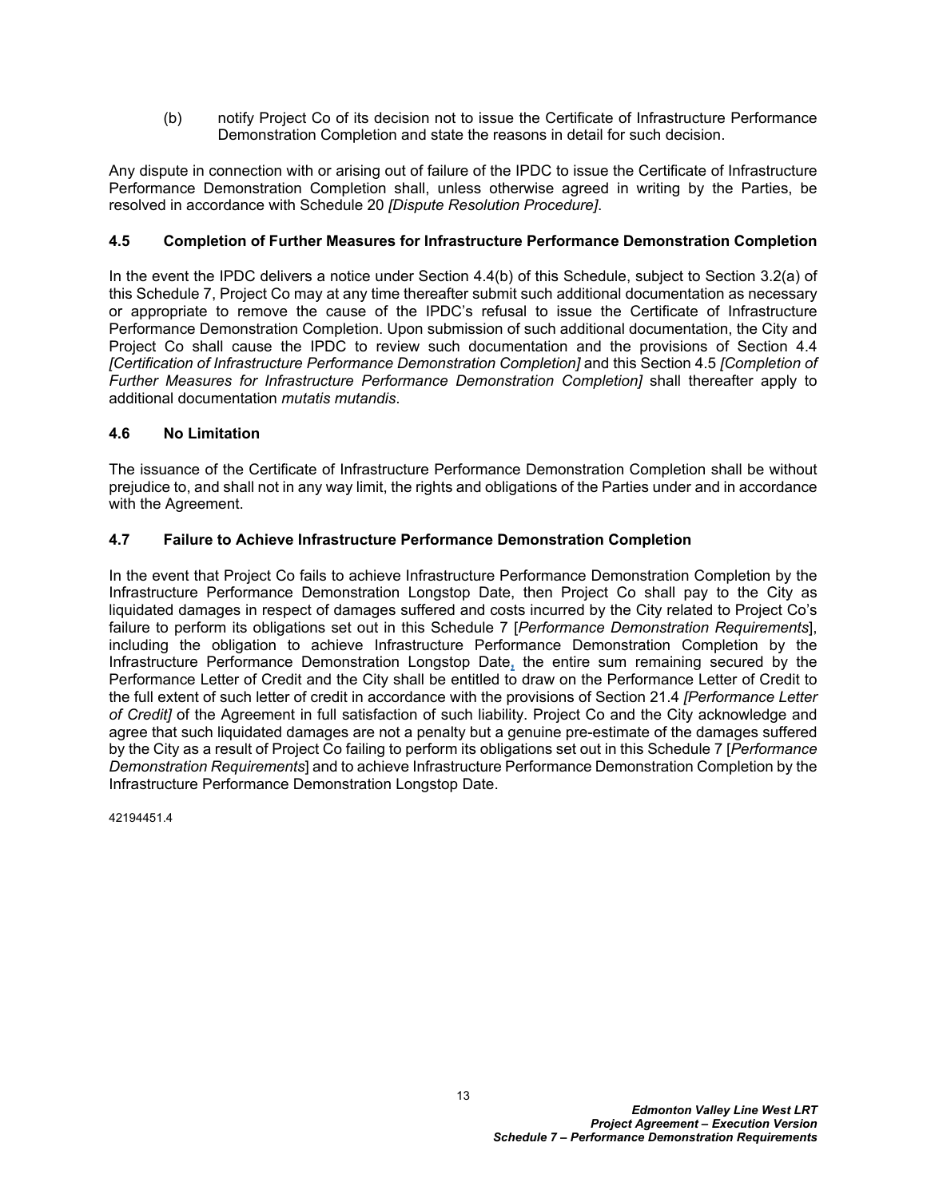(b) notify Project Co of its decision not to issue the Certificate of Infrastructure Performance Demonstration Completion and state the reasons in detail for such decision.

Any dispute in connection with or arising out of failure of the IPDC to issue the Certificate of Infrastructure Performance Demonstration Completion shall, unless otherwise agreed in writing by the Parties, be resolved in accordance with Schedule 20 *[Dispute Resolution Procedure]*.

### 4.5 Completion of Further Measures for Infrastructure Performance Demonstration Completion

In the event the IPDC delivers a notice under Section 4.4(b) of this Schedule, subject to Section 3.2(a) of this Schedule 7, Project Co may at any time thereafter submit such additional documentation as necessary or appropriate to remove the cause of the IPDC's refusal to issue the Certificate of Infrastructure Performance Demonstration Completion. Upon submission of such additional documentation, the City and Project Co shall cause the IPDC to review such documentation and the provisions of Section 4.4 *[Certification of Infrastructure Performance Demonstration Completion]* and this Section 4.5 *[Completion of Further Measures for Infrastructure Performance Demonstration Completion]* shall thereafter apply to additional documentation *mutatis mutandis*.

### 4.6 No Limitation

The issuance of the Certificate of Infrastructure Performance Demonstration Completion shall be without prejudice to, and shall not in any way limit, the rights and obligations of the Parties under and in accordance with the Agreement.

### 4.7 Failure to Achieve Infrastructure Performance Demonstration Completion

In the event that Project Co fails to achieve Infrastructure Performance Demonstration Completion by the Infrastructure Performance Demonstration Longstop Date, then Project Co shall pay to the City as liquidated damages in respect of damages suffered and costs incurred by the City related to Project Co's failure to perform its obligations set out in this Schedule 7 [*Performance Demonstration Requirements*], including the obligation to achieve Infrastructure Performance Demonstration Completion by the Infrastructure Performance Demonstration Longstop Date, the entire sum remaining secured by the Performance Letter of Credit and the City shall be entitled to draw on the Performance Letter of Credit to the full extent of such letter of credit in accordance with the provisions of Section 21.4 *[Performance Letter of Credit]* of the Agreement in full satisfaction of such liability. Project Co and the City acknowledge and agree that such liquidated damages are not a penalty but a genuine pre-estimate of the damages suffered by the City as a result of Project Co failing to perform its obligations set out in this Schedule 7 [*Performance Demonstration Requirements*] and to achieve Infrastructure Performance Demonstration Completion by the Infrastructure Performance Demonstration Longstop Date.

42194451.4